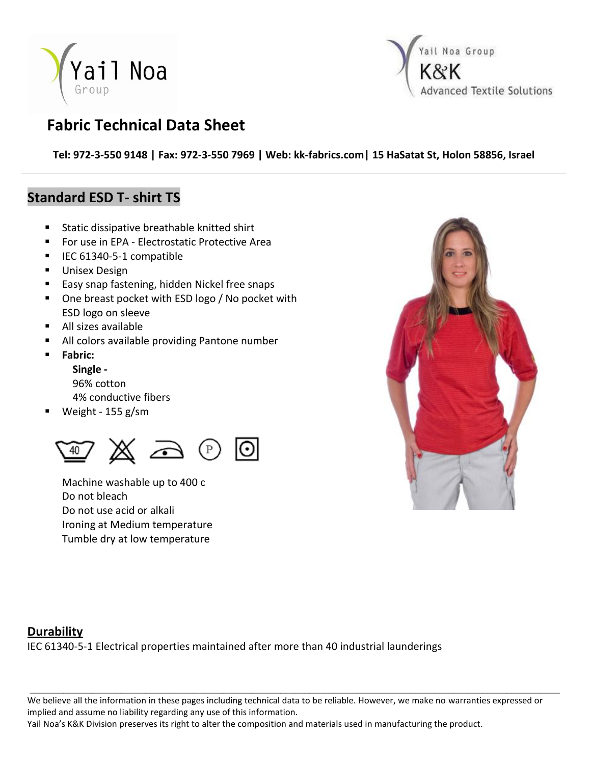Yail Noa Group

Yail Noa Group K&K Advanced Textile Solutions

# Fabric Technical Data Sheet

**Tel: 972-3-550 9148 | Fax: 972-3-550 7969 | Web: kk-fabrics.com| 15 HaSatat St, Holon 58856, Israel**

## Standard ESD T- shirt TS

- Static dissipative breathable knitted shirt
- For use in EPA - Electrostatic Protective Area
- IEC 61340-5-1 compatible
- Unisex Design
- Easy snap fastening, hidden Nickel free snaps
- One breast pocket with ESD logo / No pocket with ESD logo on sleeve
- All sizes available
- All colors available providing Pantone number
- **Fabric:**
  **Single -**
  96% cotton
  4% conductive fibers
- Weight - 155 g/sm

Machine washable up to 400 c
Do not bleach
Do not use acid or alkali
Ironing at Medium temperature
Tumble dry at low temperature

## Durability

IEC 61340-5-1 Electrical properties maintained after more than 40 industrial launderings

We believe all the information in these pages including technical data to be reliable. However, we make no warranties expressed or implied and assume no liability regarding any use of this information.
Yail Noa's K&K Division preserves its right to alter the composition and materials used in manufacturing the product.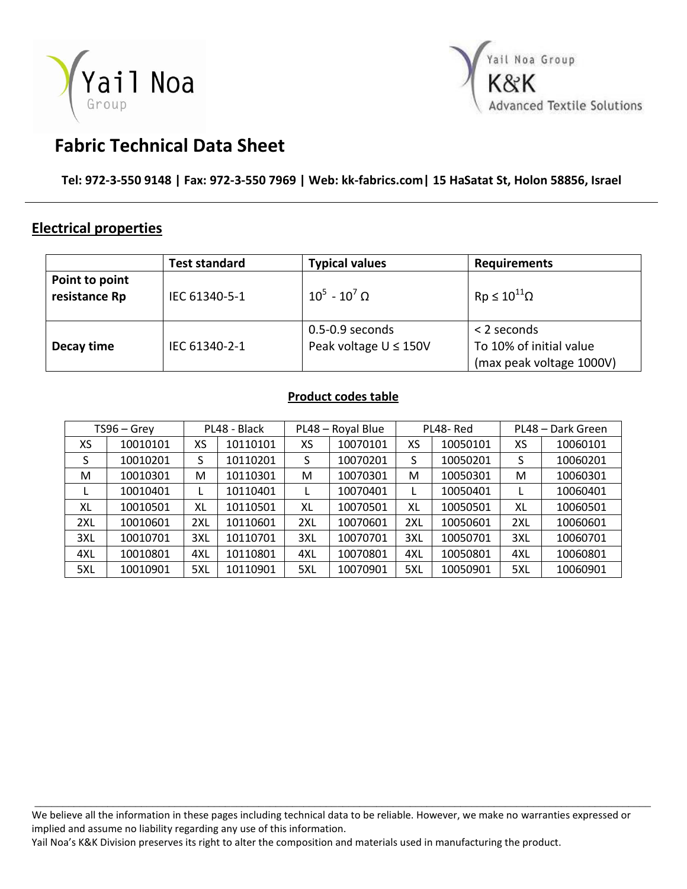# Fabric Technical Data Sheet

**Tel: 972-3-550 9148 | Fax: 972-3-550 7969 | Web: kk-fabrics.com| 15 HaSatat St, Holon 58856, Israel**

## Electrical properties

| | Test standard | Typical values | Requirements |
|---|---|---|---|
| **Point to point resistance Rp** | IEC 61340-5-1 | $10^5$ - $10^7$ Ω | Rp ≤ $10^{11}$Ω |
| **Decay time** | IEC 61340-2-1 | 0.5-0.9 seconds<br>Peak voltage U ≤ 150V | < 2 seconds<br>To 10% of initial value<br>(max peak voltage 1000V) |

### Product codes table

| TS96 – Grey | | PL48 - Black | | PL48 – Royal Blue | | PL48- Red | | PL48 – Dark Green | |
|---|---|---|---|---|---|---|---|---|---|
| XS | 10010101 | XS | 10110101 | XS | 10070101 | XS | 10050101 | XS | 10060101 |
| S | 10010201 | S | 10110201 | S | 10070201 | S | 10050201 | S | 10060201 |
| M | 10010301 | M | 10110301 | M | 10070301 | M | 10050301 | M | 10060301 |
| L | 10010401 | L | 10110401 | L | 10070401 | L | 10050401 | L | 10060401 |
| XL | 10010501 | XL | 10110501 | XL | 10070501 | XL | 10050501 | XL | 10060501 |
| 2XL | 10010601 | 2XL | 10110601 | 2XL | 10070601 | 2XL | 10050601 | 2XL | 10060601 |
| 3XL | 10010701 | 3XL | 10110701 | 3XL | 10070701 | 3XL | 10050701 | 3XL | 10060701 |
| 4XL | 10010801 | 4XL | 10110801 | 4XL | 10070801 | 4XL | 10050801 | 4XL | 10060801 |
| 5XL | 10010901 | 5XL | 10110901 | 5XL | 10070901 | 5XL | 10050901 | 5XL | 10060901 |

We believe all the information in these pages including technical data to be reliable. However, we make no warranties expressed or implied and assume no liability regarding any use of this information.
Yail Noa's K&K Division preserves its right to alter the composition and materials used in manufacturing the product.